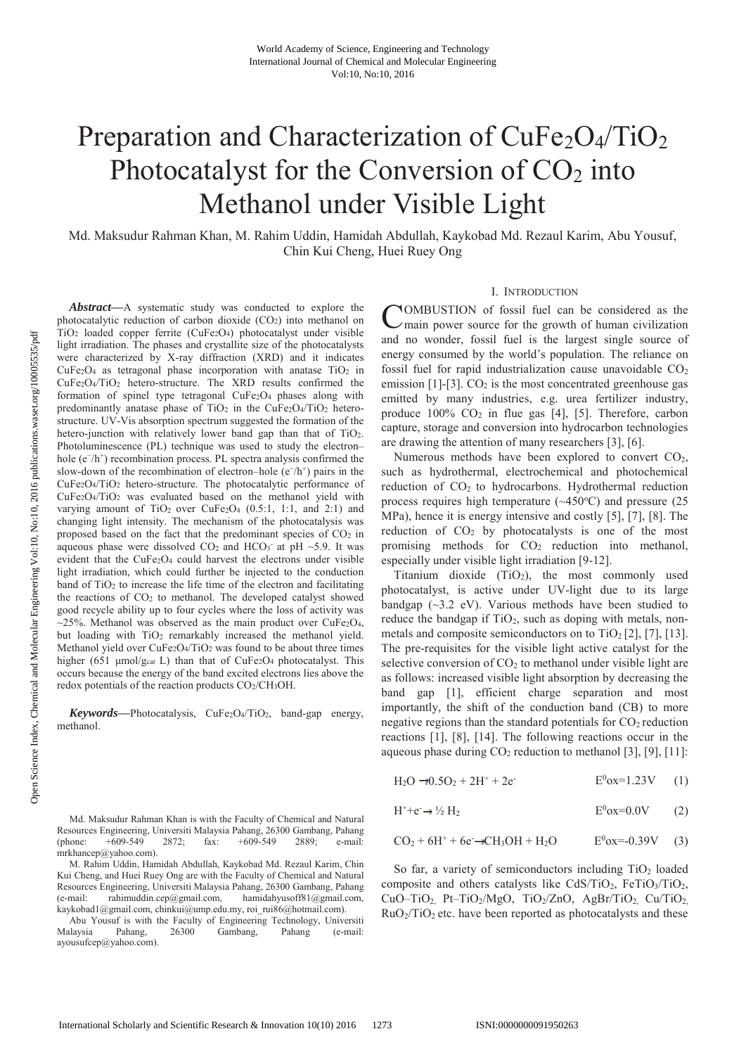# Preparation and Characterization of $CuFe_2O_4/TiO_2$ Photocatalyst for the Conversion of $CO_2$ into Methanol under Visible Light

Md. Maksudur Rahman Khan, M. Rahim Uddin, Hamidah Abdullah, Kaykobad Md. Rezaul Karim, Abu Yousuf, Chin Kui Cheng, Huei Ruey Ong

***Abstract*—**A systematic study was conducted to explore the photocatalytic reduction of carbon dioxide ($CO_2$) into methanol on $TiO_2$ loaded copper ferrite ($CuFe_2O_4$) photocatalyst under visible light irradiation. The phases and crystallite size of the photocatalysts were characterized by X-ray diffraction (XRD) and it indicates $CuFe_2O_4$ as tetragonal phase incorporation with anatase $TiO_2$ in $CuFe_2O_4/TiO_2$ hetero-structure. The XRD results confirmed the formation of spinel type tetragonal $CuFe_2O_4$ phases along with predominantly anatase phase of $TiO_2$ in the $CuFe_2O_4/TiO_2$ hetero-structure. UV-Vis absorption spectrum suggested the formation of the hetero-junction with relatively lower band gap than that of $TiO_2$. Photoluminescence (PL) technique was used to study the electron–hole ($e^-/h^+$) recombination process. PL spectra analysis confirmed the slow-down of the recombination of electron–hole ($e^-/h^+$) pairs in the $CuFe_2O_4/TiO_2$ hetero-structure. The photocatalytic performance of $CuFe_2O_4/TiO_2$ was evaluated based on the methanol yield with varying amount of $TiO_2$ over $CuFe_2O_4$ (0.5:1, 1:1, and 2:1) and changing light intensity. The mechanism of the photocatalysis was proposed based on the fact that the predominant species of $CO_2$ in aqueous phase were dissolved $CO_2$ and $HCO_3^-$ at pH ~5.9. It was evident that the $CuFe_2O_4$ could harvest the electrons under visible light irradiation, which could further be injected to the conduction band of $TiO_2$ to increase the life time of the electron and facilitating the reactions of $CO_2$ to methanol. The developed catalyst showed good recycle ability up to four cycles where the loss of activity was ~25%. Methanol was observed as the main product over $CuFe_2O_4$, but loading with $TiO_2$ remarkably increased the methanol yield. Methanol yield over $CuFe_2O_4/TiO_2$ was found to be about three times higher (651 μmol/$g_{cat}$ L) than that of $CuFe_2O_4$ photocatalyst. This occurs because the energy of the band excited electrons lies above the redox potentials of the reaction products $CO_2/CH_3OH$.

***Keywords*—**Photocatalysis, $CuFe_2O_4/TiO_2$, band-gap energy, methanol.

Md. Maksudur Rahman Khan is with the Faculty of Chemical and Natural Resources Engineering, Universiti Malaysia Pahang, 26300 Gambang, Pahang (phone: +609-549 2872; fax: +609-549 2889; e-mail: mrkhancep@yahoo.com).

M. Rahim Uddin, Hamidah Abdullah, Kaykobad Md. Rezaul Karim, Chin Kui Cheng, and Huei Ruey Ong are with the Faculty of Chemical and Natural Resources Engineering, Universiti Malaysia Pahang, 26300 Gambang, Pahang (e-mail: rahimuddin.cep@gmail.com, hamidahyusoff81@gmail.com, kaykobad1@gmail.com, chinkui@ump.edu.my, roi_rui86@hotmail.com).

Abu Yousuf is with the Faculty of Engineering Technology, Universiti Malaysia Pahang, 26300 Gambang, Pahang (e-mail: ayousufcep@yahoo.com).

## I. Introduction

Combustion of fossil fuel can be considered as the main power source for the growth of human civilization and no wonder, fossil fuel is the largest single source of energy consumed by the world's population. The reliance on fossil fuel for rapid industrialization cause unavoidable $CO_2$ emission [1]-[3]. $CO_2$ is the most concentrated greenhouse gas emitted by many industries, e.g. urea fertilizer industry, produce 100% $CO_2$ in flue gas [4], [5]. Therefore, carbon capture, storage and conversion into hydrocarbon technologies are drawing the attention of many researchers [3], [6].

Numerous methods have been explored to convert $CO_2$, such as hydrothermal, electrochemical and photochemical reduction of $CO_2$ to hydrocarbons. Hydrothermal reduction process requires high temperature (~450°C) and pressure (25 MPa), hence it is energy intensive and costly [5], [7], [8]. The reduction of $CO_2$ by photocatalysts is one of the most promising methods for $CO_2$ reduction into methanol, especially under visible light irradiation [9-12].

Titanium dioxide ($TiO_2$), the most commonly used photocatalyst, is active under UV-light due to its large bandgap (~3.2 eV). Various methods have been studied to reduce the bandgap if $TiO_2$, such as doping with metals, non-metals and composite semiconductors on to $TiO_2$ [2], [7], [13]. The pre-requisites for the visible light active catalyst for the selective conversion of $CO_2$ to methanol under visible light are as follows: increased visible light absorption by decreasing the band gap [1], efficient charge separation and most importantly, the shift of the conduction band (CB) to more negative regions than the standard potentials for $CO_2$ reduction reactions [1], [8], [14]. The following reactions occur in the aqueous phase during $CO_2$ reduction to methanol [3], [9], [11]:

$$H_2O \rightarrow 0.5O_2 + 2H^+ + 2e^- \qquad E^0ox=1.23V \qquad (1)$$

$$H^+ + e^- \rightarrow \tfrac{1}{2} H_2 \qquad E^0ox=0.0V \qquad (2)$$

$$CO_2 + 6H^+ + 6e^- \rightarrow CH_3OH + H_2O \qquad E^0ox=-0.39V \qquad (3)$$

So far, a variety of semiconductors including $TiO_2$ loaded composite and others catalysts like $CdS/TiO_2$, $FeTiO_3/TiO_2$, $CuO–TiO_2$, $Pt–TiO_2/MgO$, $TiO_2/ZnO$, $AgBr/TiO_2$, $Cu/TiO_2$, $RuO_2/TiO_2$ etc. have been reported as photocatalysts and these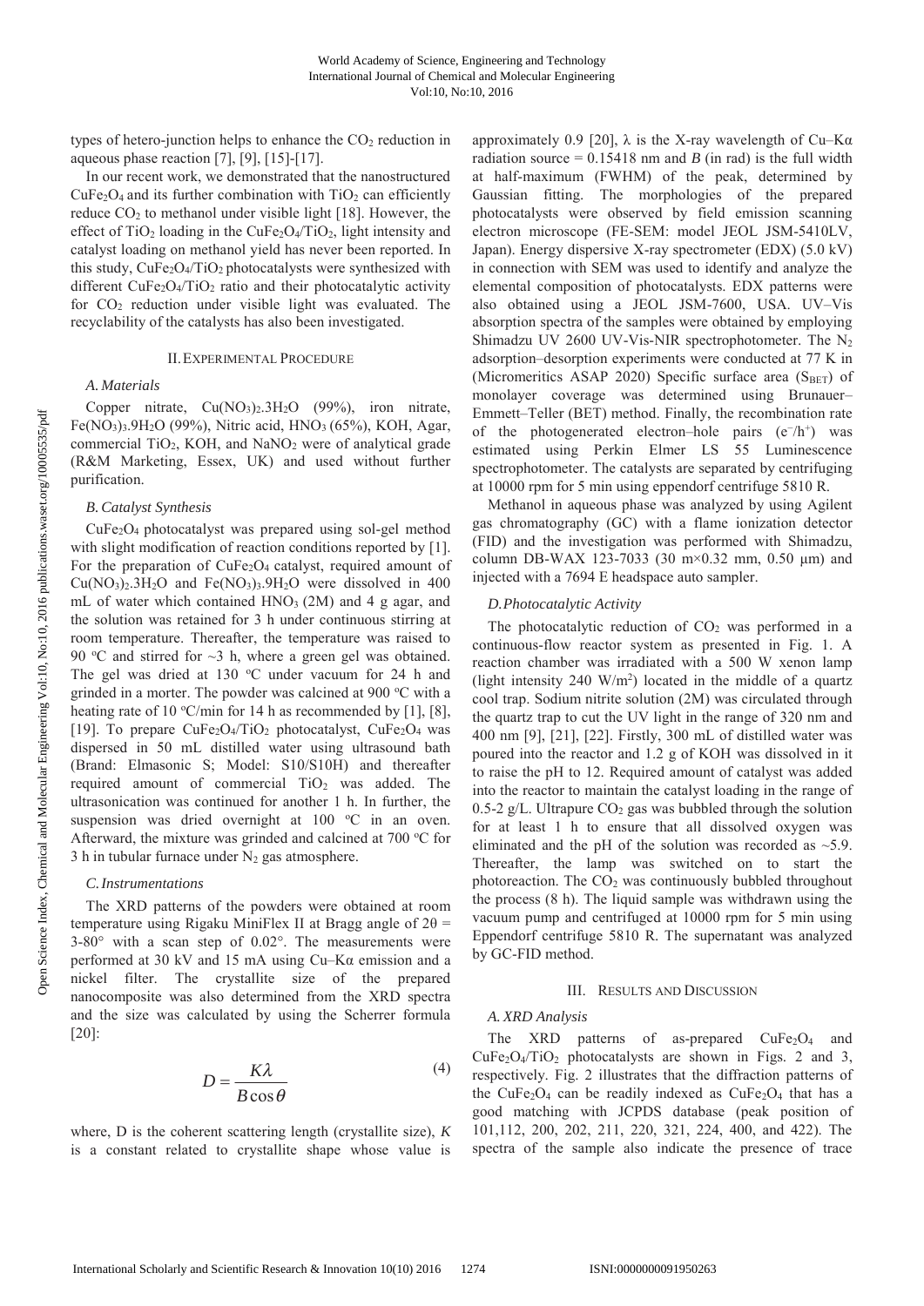types of hetero-junction helps to enhance the $CO_2$ reduction in aqueous phase reaction [7], [9], [15]-[17].

In our recent work, we demonstrated that the nanostructured $CuFe_2O_4$ and its further combination with $TiO_2$ can efficiently reduce $CO_2$ to methanol under visible light [18]. However, the effect of $TiO_2$ loading in the $CuFe_2O_4/TiO_2$, light intensity and catalyst loading on methanol yield has never been reported. In this study, $CuFe_2O_4/TiO_2$ photocatalysts were synthesized with different $CuFe_2O_4/TiO_2$ ratio and their photocatalytic activity for $CO_2$ reduction under visible light was evaluated. The recyclability of the catalysts has also been investigated.

## II. Experimental Procedure

### *A. Materials*

Copper nitrate, $Cu(NO_3)_2.3H_2O$ (99%), iron nitrate, $Fe(NO_3)_3.9H_2O$ (99%), Nitric acid, $HNO_3$ (65%), KOH, Agar, commercial $TiO_2$, KOH, and $NaNO_2$ were of analytical grade (R&M Marketing, Essex, UK) and used without further purification.

### *B. Catalyst Synthesis*

$CuFe_2O_4$ photocatalyst was prepared using sol-gel method with slight modification of reaction conditions reported by [1]. For the preparation of $CuFe_2O_4$ catalyst, required amount of $Cu(NO_3)_2.3H_2O$ and $Fe(NO_3)_3.9H_2O$ were dissolved in 400 mL of water which contained $HNO_3$ (2M) and 4 g agar, and the solution was retained for 3 h under continuous stirring at room temperature. Thereafter, the temperature was raised to 90 °C and stirred for ~3 h, where a green gel was obtained. The gel was dried at 130 °C under vacuum for 24 h and grinded in a morter. The powder was calcined at 900 °C with a heating rate of 10 °C/min for 14 h as recommended by [1], [8], [19]. To prepare $CuFe_2O_4/TiO_2$ photocatalyst, $CuFe_2O_4$ was dispersed in 50 mL distilled water using ultrasound bath (Brand: Elmasonic S; Model: S10/S10H) and thereafter required amount of commercial $TiO_2$ was added. The ultrasonication was continued for another 1 h. In further, the suspension was dried overnight at 100 °C in an oven. Afterward, the mixture was grinded and calcined at 700 °C for 3 h in tubular furnace under $N_2$ gas atmosphere.

### *C. Instrumentations*

The XRD patterns of the powders were obtained at room temperature using Rigaku MiniFlex II at Bragg angle of $2\theta$ = 3-80° with a scan step of 0.02°. The measurements were performed at 30 kV and 15 mA using Cu–Kα emission and a nickel filter. The crystallite size of the prepared nanocomposite was also determined from the XRD spectra and the size was calculated by using the Scherrer formula [20]:

$$D = \frac{K\lambda}{B\cos\theta} \tag{4}$$

where, D is the coherent scattering length (crystallite size), $K$ is a constant related to crystallite shape whose value is approximately 0.9 [20], $\lambda$ is the X-ray wavelength of Cu–Kα radiation source = 0.15418 nm and $B$ (in rad) is the full width at half-maximum (FWHM) of the peak, determined by Gaussian fitting. The morphologies of the prepared photocatalysts were observed by field emission scanning electron microscope (FE-SEM: model JEOL JSM-5410LV, Japan). Energy dispersive X-ray spectrometer (EDX) (5.0 kV) in connection with SEM was used to identify and analyze the elemental composition of photocatalysts. EDX patterns were also obtained using a JEOL JSM-7600, USA. UV–Vis absorption spectra of the samples were obtained by employing Shimadzu UV 2600 UV-Vis-NIR spectrophotometer. The $N_2$ adsorption–desorption experiments were conducted at 77 K in (Micromeritics ASAP 2020) Specific surface area ($S_{BET}$) of monolayer coverage was determined using Brunauer–Emmett–Teller (BET) method. Finally, the recombination rate of the photogenerated electron–hole pairs ($e^-/h^+$) was estimated using Perkin Elmer LS 55 Luminescence spectrophotometer. The catalysts are separated by centrifuging at 10000 rpm for 5 min using eppendorf centrifuge 5810 R.

Methanol in aqueous phase was analyzed by using Agilent gas chromatography (GC) with a flame ionization detector (FID) and the investigation was performed with Shimadzu, column DB-WAX 123-7033 (30 m×0.32 mm, 0.50 μm) and injected with a 7694 E headspace auto sampler.

### *D. Photocatalytic Activity*

The photocatalytic reduction of $CO_2$ was performed in a continuous-flow reactor system as presented in Fig. 1. A reaction chamber was irradiated with a 500 W xenon lamp (light intensity 240 W/m$^2$) located in the middle of a quartz cool trap. Sodium nitrite solution (2M) was circulated through the quartz trap to cut the UV light in the range of 320 nm and 400 nm [9], [21], [22]. Firstly, 300 mL of distilled water was poured into the reactor and 1.2 g of KOH was dissolved in it to raise the pH to 12. Required amount of catalyst was added into the reactor to maintain the catalyst loading in the range of 0.5-2 g/L. Ultrapure $CO_2$ gas was bubbled through the solution for at least 1 h to ensure that all dissolved oxygen was eliminated and the pH of the solution was recorded as ~5.9. Thereafter, the lamp was switched on to start the photoreaction. The $CO_2$ was continuously bubbled throughout the process (8 h). The liquid sample was withdrawn using the vacuum pump and centrifuged at 10000 rpm for 5 min using Eppendorf centrifuge 5810 R. The supernatant was analyzed by GC-FID method.

## III. Results and Discussion

### *A. XRD Analysis*

The XRD patterns of as-prepared $CuFe_2O_4$ and $CuFe_2O_4/TiO_2$ photocatalysts are shown in Figs. 2 and 3, respectively. Fig. 2 illustrates that the diffraction patterns of the $CuFe_2O_4$ can be readily indexed as $CuFe_2O_4$ that has a good matching with JCPDS database (peak position of 101,112, 200, 202, 211, 220, 321, 224, 400, and 422). The spectra of the sample also indicate the presence of trace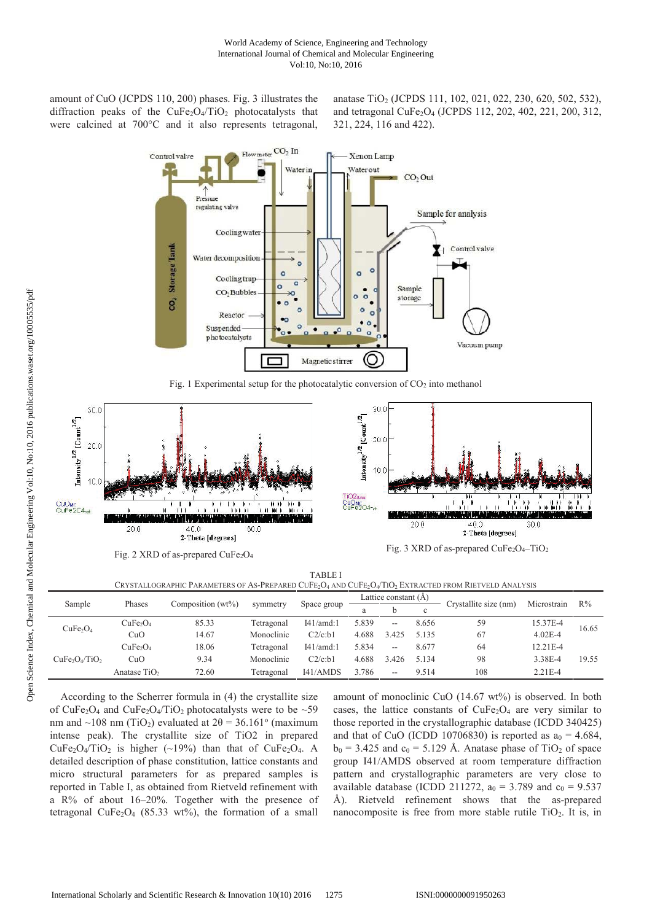amount of CuO (JCPDS 110, 200) phases. Fig. 3 illustrates the diffraction peaks of the $CuFe_2O_4/TiO_2$ photocatalysts that were calcined at 700°C and it also represents tetragonal, anatase $TiO_2$ (JCPDS 111, 102, 021, 022, 230, 620, 502, 532), and tetragonal $CuFe_2O_4$ (JCPDS 112, 202, 402, 221, 200, 312, 321, 224, 116 and 422).

Fig. 1 Experimental setup for the photocatalytic conversion of $CO_2$ into methanol

Fig. 2 XRD of as-prepared $CuFe_2O_4$

Fig. 3 XRD of as-prepared $CuFe_2O_4$–$TiO_2$

TABLE I
CRYSTALLOGRAPHIC PARAMETERS OF AS-PREPARED $CuFe_2O_4$ AND $CuFe_2O_4/TiO_2$ EXTRACTED FROM RIETVELD ANALYSIS

| Sample | Phases | Composition (wt%) | symmetry | Space group | Lattice constant (Å) | | | Crystallite size (nm) | Microstrain | R% |
|---|---|---|---|---|---|---|---|---|---|---|
| | | | | | a | b | c | | | |
| $CuFe_2O_4$ | $CuFe_2O_4$ | 85.33 | Tetragonal | I41/amd:1 | 5.839 | -- | 8.656 | 59 | 15.37E-4 | 16.65 |
| | CuO | 14.67 | Monoclinic | C2/c:b1 | 4.688 | 3.425 | 5.135 | 67 | 4.02E-4 | |
| $CuFe_2O_4/TiO_2$ | $CuFe_2O_4$ | 18.06 | Tetragonal | I41/amd:1 | 5.834 | -- | 8.677 | 64 | 12.21E-4 | 19.55 |
| | CuO | 9.34 | Monoclinic | C2/c:b1 | 4.688 | 3.426 | 5.134 | 98 | 3.38E-4 | |
| | Anatase $TiO_2$ | 72.60 | Tetragonal | I41/AMDS | 3.786 | -- | 9.514 | 108 | 2.21E-4 | |

According to the Scherrer formula in (4) the crystallite size of $CuFe_2O_4$ and $CuFe_2O_4/TiO_2$ photocatalysts were to be ~59 nm and ~108 nm ($TiO_2$) evaluated at $2\theta = 36.161°$ (maximum intense peak). The crystallite size of TiO2 in prepared $CuFe_2O_4/TiO_2$ is higher (~19%) than that of $CuFe_2O_4$. A detailed description of phase constitution, lattice constants and micro structural parameters for as prepared samples is reported in Table I, as obtained from Rietveld refinement with a R% of about 16–20%. Together with the presence of tetragonal $CuFe_2O_4$ (85.33 wt%), the formation of a small amount of monoclinic CuO (14.67 wt%) is observed. In both cases, the lattice constants of $CuFe_2O_4$ are very similar to those reported in the crystallographic database (ICDD 340425) and that of CuO (ICDD 10706830) is reported as $a_0 = 4.684$, $b_0 = 3.425$ and $c_0 = 5.129$ Å. Anatase phase of $TiO_2$ of space group I41/AMDS observed at room temperature diffraction pattern and crystallographic parameters are very close to available database (ICDD 211272, $a_0 = 3.789$ and $c_0 = 9.537$ Å). Rietveld refinement shows that the as-prepared nanocomposite is free from more stable rutile $TiO_2$. It is, in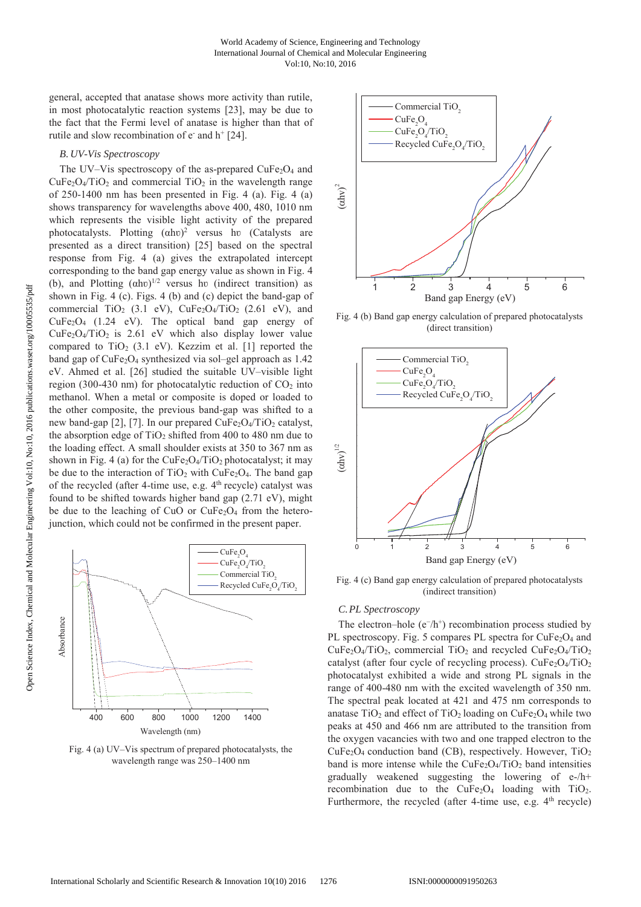general, accepted that anatase shows more activity than rutile, in most photocatalytic reaction systems [23], may be due to the fact that the Fermi level of anatase is higher than that of rutile and slow recombination of $e^-$ and $h^+$ [24].

### *B. UV-Vis Spectroscopy*

The UV–Vis spectroscopy of the as-prepared $CuFe_2O_4$ and $CuFe_2O_4/TiO_2$ and commercial $TiO_2$ in the wavelength range of 250-1400 nm has been presented in Fig. 4 (a). Fig. 4 (a) shows transparency for wavelengths above 400, 480, 1010 nm which represents the visible light activity of the prepared photocatalysts. Plotting $(\alpha h\upsilon)^2$ versus $h\upsilon$ (Catalysts are presented as a direct transition) [25] based on the spectral response from Fig. 4 (a) gives the extrapolated intercept corresponding to the band gap energy value as shown in Fig. 4 (b), and Plotting $(\alpha h\upsilon)^{1/2}$ versus $h\upsilon$ (indirect transition) as shown in Fig. 4 (c). Figs. 4 (b) and (c) depict the band-gap of commercial $TiO_2$ (3.1 eV), $CuFe_2O_4/TiO_2$ (2.61 eV), and $CuFe_2O_4$ (1.24 eV). The optical band gap energy of $CuFe_2O_4/TiO_2$ is 2.61 eV which also display lower value compared to $TiO_2$ (3.1 eV). Kezzim et al. [1] reported the band gap of $CuFe_2O_4$ synthesized via sol–gel approach as 1.42 eV. Ahmed et al. [26] studied the suitable UV–visible light region (300-430 nm) for photocatalytic reduction of $CO_2$ into methanol. When a metal or composite is doped or loaded to the other composite, the previous band-gap was shifted to a new band-gap [2], [7]. In our prepared $CuFe_2O_4/TiO_2$ catalyst, the absorption edge of $TiO_2$ shifted from 400 to 480 nm due to the loading effect. A small shoulder exists at 350 to 367 nm as shown in Fig. 4 (a) for the $CuFe_2O_4/TiO_2$ photocatalyst; it may be due to the interaction of $TiO_2$ with $CuFe_2O_4$. The band gap of the recycled (after 4-time use, e.g. 4[th] recycle) catalyst was found to be shifted towards higher band gap (2.71 eV), might be due to the leaching of CuO or $CuFe_2O_4$ from the hetero-junction, which could not be confirmed in the present paper.

Fig. 4 (a) UV–Vis spectrum of prepared photocatalysts, the wavelength range was 250–1400 nm

Fig. 4 (b) Band gap energy calculation of prepared photocatalysts (direct transition)

Fig. 4 (c) Band gap energy calculation of prepared photocatalysts (indirect transition)

### *C. PL Spectroscopy*

The electron–hole ($e^-/h^+$) recombination process studied by PL spectroscopy. Fig. 5 compares PL spectra for $CuFe_2O_4$ and $CuFe_2O_4/TiO_2$, commercial $TiO_2$ and recycled $CuFe_2O_4/TiO_2$ catalyst (after four cycle of recycling process). $CuFe_2O_4/TiO_2$ photocatalyst exhibited a wide and strong PL signals in the range of 400-480 nm with the excited wavelength of 350 nm. The spectral peak located at 421 and 475 nm corresponds to anatase $TiO_2$ and effect of $TiO_2$ loading on $CuFe_2O_4$ while two peaks at 450 and 466 nm are attributed to the transition from the oxygen vacancies with two and one trapped electron to the $CuFe_2O_4$ conduction band (CB), respectively. However, $TiO_2$ band is more intense while the $CuFe_2O_4/TiO_2$ band intensities gradually weakened suggesting the lowering of e-/h+ recombination due to the $CuFe_2O_4$ loading with $TiO_2$. Furthermore, the recycled (after 4-time use, e.g. 4[th] recycle)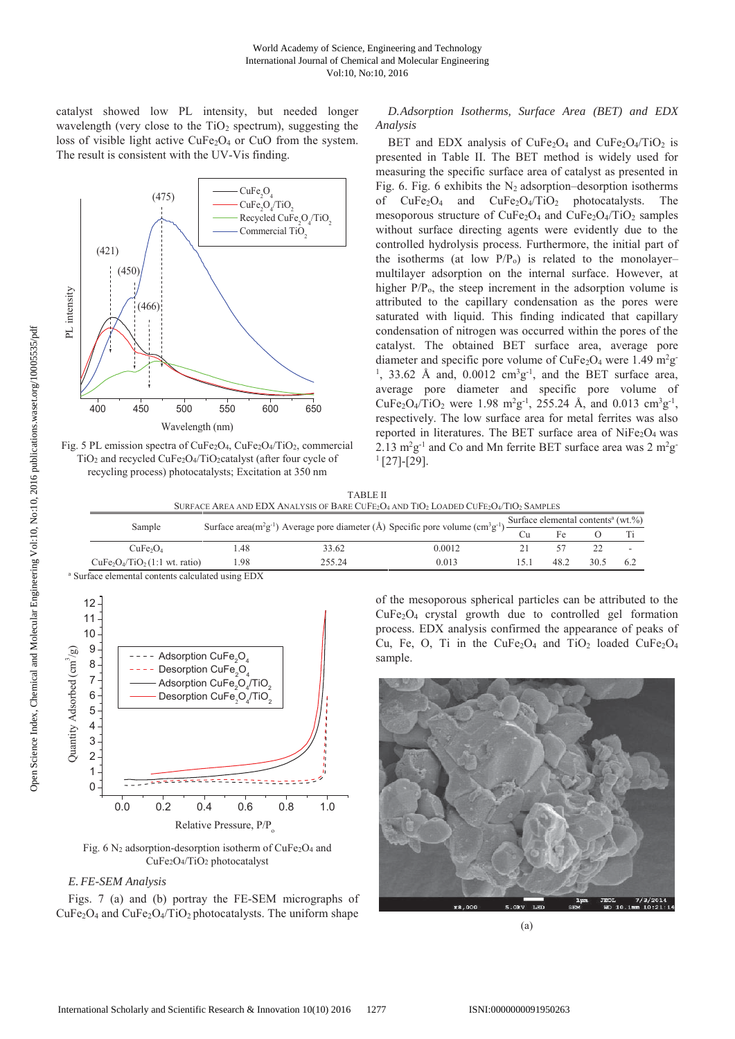catalyst showed low PL intensity, but needed longer wavelength (very close to the $TiO_2$ spectrum), suggesting the loss of visible light active $CuFe_2O_4$ or CuO from the system. The result is consistent with the UV-Vis finding.

Fig. 5 PL emission spectra of $CuFe_2O_4$, $CuFe_2O_4/TiO_2$, commercial $TiO_2$ and recycled $CuFe_2O_4/TiO_2$catalyst (after four cycle of recycling process) photocatalysts; Excitation at 350 nm

### *D. Adsorption Isotherms, Surface Area (BET) and EDX Analysis*

BET and EDX analysis of $CuFe_2O_4$ and $CuFe_2O_4/TiO_2$ is presented in Table II. The BET method is widely used for measuring the specific surface area of catalyst as presented in Fig. 6. Fig. 6 exhibits the $N_2$ adsorption–desorption isotherms of $CuFe_2O_4$ and $CuFe_2O_4/TiO_2$ photocatalysts. The mesoporous structure of $CuFe_2O_4$ and $CuFe_2O_4/TiO_2$ samples without surface directing agents were evidently due to the controlled hydrolysis process. Furthermore, the initial part of the isotherms (at low $P/P_o$) is related to the monolayer–multilayer adsorption on the internal surface. However, at higher $P/P_o$, the steep increment in the adsorption volume is attributed to the capillary condensation as the pores were saturated with liquid. This finding indicated that capillary condensation of nitrogen was occurred within the pores of the catalyst. The obtained BET surface area, average pore diameter and specific pore volume of $CuFe_2O_4$ were 1.49 $m^2g^{-1}$, 33.62 Å and, 0.0012 $cm^3g^{-1}$, and the BET surface area, average pore diameter and specific pore volume of $CuFe_2O_4/TiO_2$ were 1.98 $m^2g^{-1}$, 255.24 Å, and 0.013 $cm^3g^{-1}$, respectively. The low surface area for metal ferrites was also reported in literatures. The BET surface area of $NiFe_2O_4$ was 2.13 $m^2g^{-1}$ and Co and Mn ferrite BET surface area was 2 $m^2g^{-1}$ [27]-[29].

TABLE II
SURFACE AREA AND EDX ANALYSIS OF BARE $CuFe_2O_4$ AND $TiO_2$ LOADED $CuFe_2O_4/TiO_2$ SAMPLES

| Sample | Surface area($m^2g^{-1}$) | Average pore diameter (Å) | Specific pore volume ($cm^3g^{-1}$) | Surface elemental contents[a] (wt.%) | | | |
|---|---|---|---|---|---|---|---|
| | | | | Cu | Fe | O | Ti |
| $CuFe_2O_4$ | 1.48 | 33.62 | 0.0012 | 21 | 57 | 22 | - |
| $CuFe_2O_4/TiO_2$(1:1 wt. ratio) | 1.98 | 255.24 | 0.013 | 15.1 | 48.2 | 30.5 | 6.2 |

[a] Surface elemental contents calculated using EDX

Fig. 6 $N_2$ adsorption-desorption isotherm of $CuFe_2O_4$ and $CuFe_2O_4/TiO_2$ photocatalyst

### *E. FE-SEM Analysis*

Figs. 7 (a) and (b) portray the FE-SEM micrographs of $CuFe_2O_4$ and $CuFe_2O_4/TiO_2$ photocatalysts. The uniform shape of the mesoporous spherical particles can be attributed to the $CuFe_2O_4$ crystal growth due to controlled gel formation process. EDX analysis confirmed the appearance of peaks of Cu, Fe, O, Ti in the $CuFe_2O_4$ and $TiO_2$ loaded $CuFe_2O_4$ sample.

(a)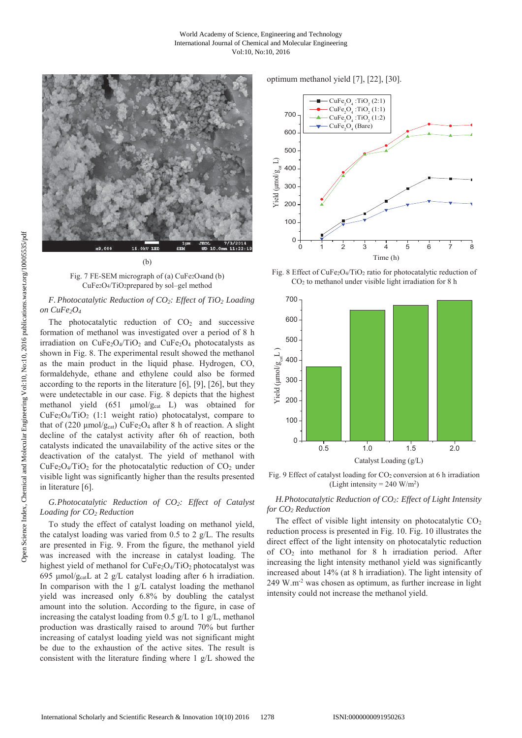(b)

Fig. 7 FE-SEM micrograph of (a) $CuFe_2O_4$ and (b) $CuFe_2O_4/TiO_2$ prepared by sol–gel method

### *F. Photocatalytic Reduction of $CO_2$: Effect of $TiO_2$ Loading on $CuFe_2O_4$*

The photocatalytic reduction of $CO_2$ and successive formation of methanol was investigated over a period of 8 h irradiation on $CuFe_2O_4/TiO_2$ and $CuFe_2O_4$ photocatalysts as shown in Fig. 8. The experimental result showed the methanol as the main product in the liquid phase. Hydrogen, CO, formaldehyde, ethane and ethylene could also be formed according to the reports in the literature [6], [9], [26], but they were undetectable in our case. Fig. 8 depicts that the highest methanol yield (651 $\mu mol/g_{cat}$ L) was obtained for $CuFe_2O_4/TiO_2$ (1:1 weight ratio) photocatalyst, compare to that of (220 $\mu mol/g_{cat}$) $CuFe_2O_4$ after 8 h of reaction. A slight decline of the catalyst activity after 6h of reaction, both catalysts indicated the unavailability of the active sites or the deactivation of the catalyst. The yield of methanol with $CuFe_2O_4/TiO_2$ for the photocatalytic reduction of $CO_2$ under visible light was significantly higher than the results presented in literature [6].

### *G. Photocatalytic Reduction of $CO_2$: Effect of Catalyst Loading for $CO_2$ Reduction*

To study the effect of catalyst loading on methanol yield, the catalyst loading was varied from 0.5 to 2 g/L. The results are presented in Fig. 9. From the figure, the methanol yield was increased with the increase in catalyst loading. The highest yield of methanol for $CuFe_2O_4/TiO_2$ photocatalyst was 695 $\mu mol/g_{cat}L$ at 2 g/L catalyst loading after 6 h irradiation. In comparison with the 1 g/L catalyst loading the methanol yield was increased only 6.8% by doubling the catalyst amount into the solution. According to the figure, in case of increasing the catalyst loading from 0.5 g/L to 1 g/L, methanol production was drastically raised to around 70% but further increasing of catalyst loading yield was not significant might be due to the exhaustion of the active sites. The result is consistent with the literature finding where 1 g/L showed the optimum methanol yield [7], [22], [30].

Fig. 8 Effect of $CuFe_2O_4/TiO_2$ ratio for photocatalytic reduction of $CO_2$ to methanol under visible light irradiation for 8 h

Fig. 9 Effect of catalyst loading for $CO_2$ conversion at 6 h irradiation (Light intensity = 240 W/m$^2$)

### *H. Photocatalytic Reduction of $CO_2$: Effect of Light Intensity for $CO_2$ Reduction*

The effect of visible light intensity on photocatalytic $CO_2$ reduction process is presented in Fig. 10. Fig. 10 illustrates the direct effect of the light intensity on photocatalytic reduction of $CO_2$ into methanol for 8 h irradiation period. After increasing the light intensity methanol yield was significantly increased about 14% (at 8 h irradiation). The light intensity of 249 W.m$^{-2}$ was chosen as optimum, as further increase in light intensity could not increase the methanol yield.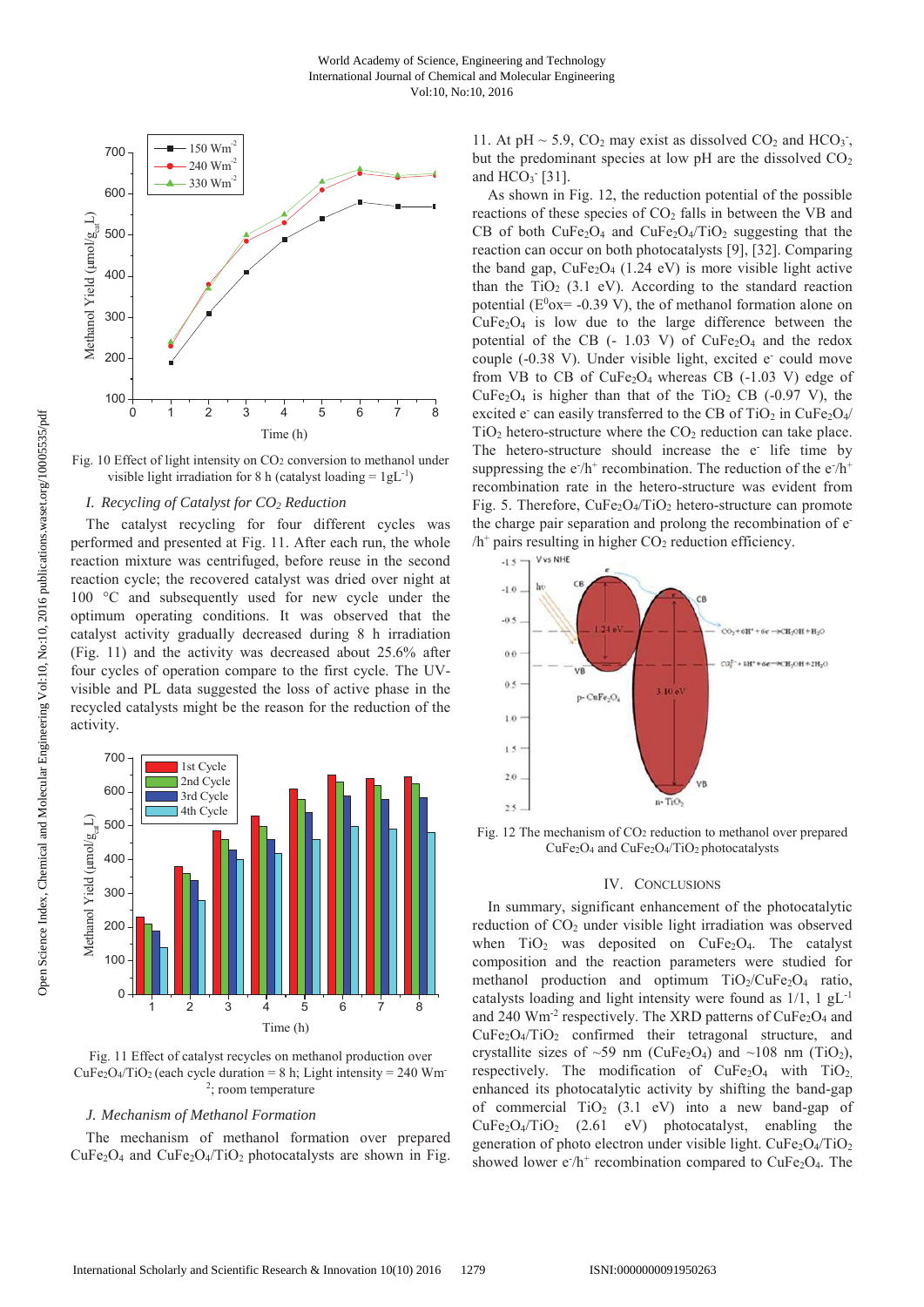Fig. 10 Effect of light intensity on $CO_2$ conversion to methanol under visible light irradiation for 8 h (catalyst loading = $1 gL^{-1}$)

### *I. Recycling of Catalyst for $CO_2$ Reduction*

The catalyst recycling for four different cycles was performed and presented at Fig. 11. After each run, the whole reaction mixture was centrifuged, before reuse in the second reaction cycle; the recovered catalyst was dried over night at 100 °C and subsequently used for new cycle under the optimum operating conditions. It was observed that the catalyst activity gradually decreased during 8 h irradiation (Fig. 11) and the activity was decreased about 25.6% after four cycles of operation compare to the first cycle. The UV-visible and PL data suggested the loss of active phase in the recycled catalysts might be the reason for the reduction of the activity.

Fig. 11 Effect of catalyst recycles on methanol production over $CuFe_2O_4/TiO_2$ (each cycle duration = 8 h; Light intensity = 240 $Wm^{-2}$; room temperature

### *J. Mechanism of Methanol Formation*

The mechanism of methanol formation over prepared $CuFe_2O_4$ and $CuFe_2O_4/TiO_2$ photocatalysts are shown in Fig. 11. At pH ~ 5.9, $CO_2$ may exist as dissolved $CO_2$ and $HCO_3^-$, but the predominant species at low pH are the dissolved $CO_2$ and $HCO_3^-$ [31].

As shown in Fig. 12, the reduction potential of the possible reactions of these species of $CO_2$ falls in between the VB and CB of both $CuFe_2O_4$ and $CuFe_2O_4/TiO_2$ suggesting that the reaction can occur on both photocatalysts [9], [32]. Comparing the band gap, $CuFe_2O_4$ (1.24 eV) is more visible light active than the $TiO_2$ (3.1 eV). According to the standard reaction potential ($E^0ox$= -0.39 V), the of methanol formation alone on $CuFe_2O_4$ is low due to the large difference between the potential of the CB (- 1.03 V) of $CuFe_2O_4$ and the redox couple (-0.38 V). Under visible light, excited $e^-$ could move from VB to CB of $CuFe_2O_4$ whereas CB (-1.03 V) edge of $CuFe_2O_4$ is higher than that of the $TiO_2$ CB (-0.97 V), the excited $e^-$ can easily transferred to the CB of $TiO_2$ in $CuFe_2O_4/TiO_2$ hetero-structure where the $CO_2$ reduction can take place. The hetero-structure should increase the $e^-$ life time by suppressing the $e^-/h^+$ recombination. The reduction of the $e^-/h^+$ recombination rate in the hetero-structure was evident from Fig. 5. Therefore, $CuFe_2O_4/TiO_2$ hetero-structure can promote the charge pair separation and prolong the recombination of $e^-/h^+$ pairs resulting in higher $CO_2$ reduction efficiency.

Fig. 12 The mechanism of $CO_2$ reduction to methanol over prepared $CuFe_2O_4$ and $CuFe_2O_4/TiO_2$ photocatalysts

## IV. Conclusions

In summary, significant enhancement of the photocatalytic reduction of $CO_2$ under visible light irradiation was observed when $TiO_2$ was deposited on $CuFe_2O_4$. The catalyst composition and the reaction parameters were studied for methanol production and optimum $TiO_2/CuFe_2O_4$ ratio, catalysts loading and light intensity were found as 1/1, 1 $gL^{-1}$ and 240 $Wm^{-2}$ respectively. The XRD patterns of $CuFe_2O_4$ and $CuFe_2O_4/TiO_2$ confirmed their tetragonal structure, and crystallite sizes of ~59 nm ($CuFe_2O_4$) and ~108 nm ($TiO_2$), respectively. The modification of $CuFe_2O_4$ with $TiO_2$, enhanced its photocatalytic activity by shifting the band-gap of commercial $TiO_2$ (3.1 eV) into a new band-gap of $CuFe_2O_4/TiO_2$ (2.61 eV) photocatalyst, enabling the generation of photo electron under visible light. $CuFe_2O_4/TiO_2$ showed lower $e^-/h^+$ recombination compared to $CuFe_2O_4$. The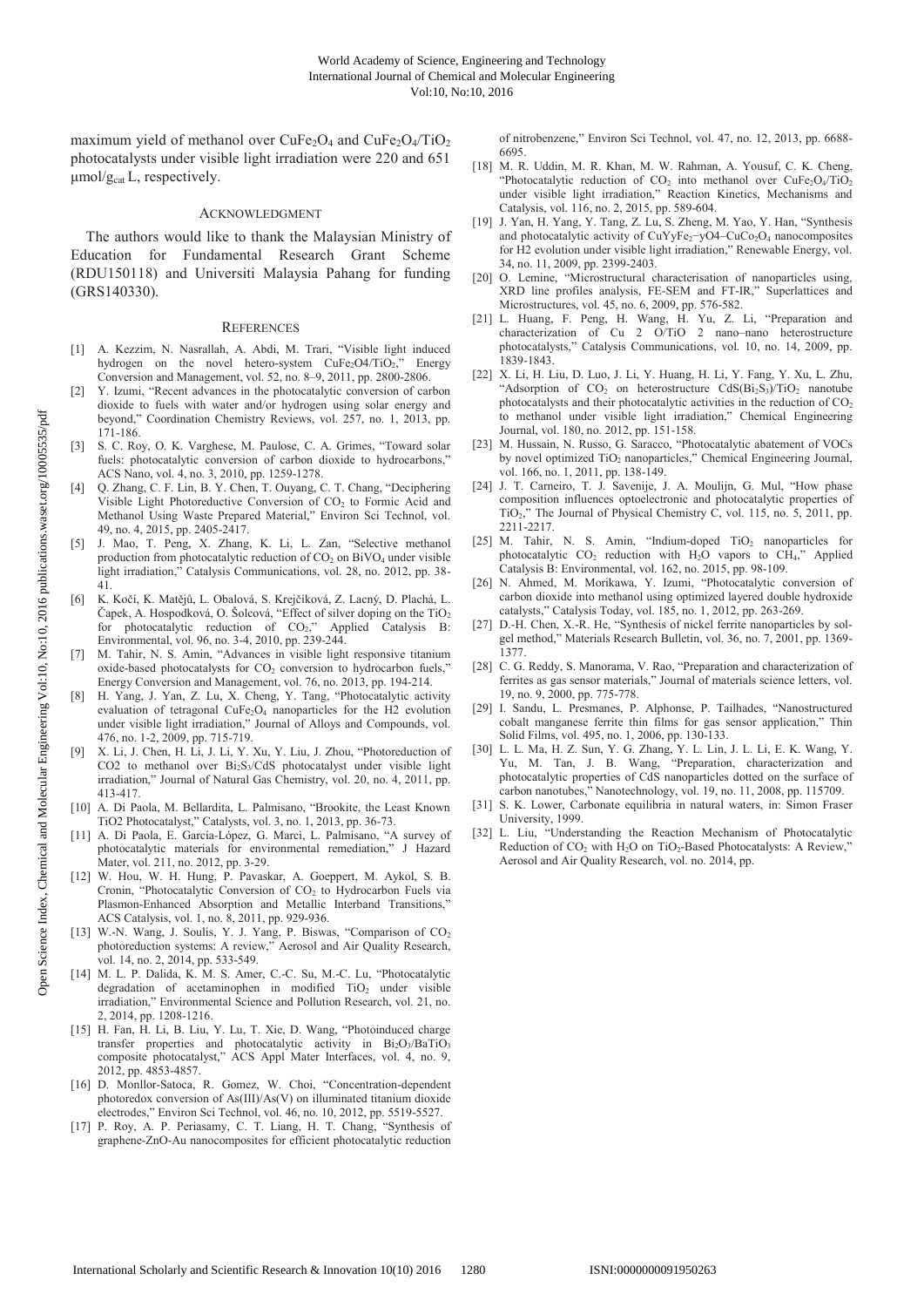maximum yield of methanol over $CuFe_2O_4$ and $CuFe_2O_4/TiO_2$ photocatalysts under visible light irradiation were 220 and 651 μmol/$g_{cat}$ L, respectively.

## Acknowledgment

The authors would like to thank the Malaysian Ministry of Education for Fundamental Research Grant Scheme (RDU150118) and Universiti Malaysia Pahang for funding (GRS140330).

## References

[1] A. Kezzim, N. Nasrallah, A. Abdi, M. Trari, "Visible light induced hydrogen on the novel hetero-system $CuFe_2O_4/TiO_2$," Energy Conversion and Management, vol. 52, no. 8–9, 2011, pp. 2800-2806.

[2] Y. Izumi, "Recent advances in the photocatalytic conversion of carbon dioxide to fuels with water and/or hydrogen using solar energy and beyond," Coordination Chemistry Reviews, vol. 257, no. 1, 2013, pp. 171-186.

[3] S. C. Roy, O. K. Varghese, M. Paulose, C. A. Grimes, "Toward solar fuels: photocatalytic conversion of carbon dioxide to hydrocarbons," ACS Nano, vol. 4, no. 3, 2010, pp. 1259-1278.

[4] Q. Zhang, C. F. Lin, B. Y. Chen, T. Ouyang, C. T. Chang, "Deciphering Visible Light Photoreductive Conversion of $CO_2$ to Formic Acid and Methanol Using Waste Prepared Material," Environ Sci Technol, vol. 49, no. 4, 2015, pp. 2405-2417.

[5] J. Mao, T. Peng, X. Zhang, K. Li, L. Zan, "Selective methanol production from photocatalytic reduction of $CO_2$ on $BiVO_4$ under visible light irradiation," Catalysis Communications, vol. 28, no. 2012, pp. 38-41.

[6] K. Kočí, K. Matějů, L. Obalová, S. Krejčíková, Z. Lacný, D. Plachá, L. Čapek, A. Hospodková, O. Šolcová, "Effect of silver doping on the $TiO_2$ for photocatalytic reduction of $CO_2$," Applied Catalysis B: Environmental, vol. 96, no. 3-4, 2010, pp. 239-244.

[7] M. Tahir, N. S. Amin, "Advances in visible light responsive titanium oxide-based photocatalysts for $CO_2$ conversion to hydrocarbon fuels," Energy Conversion and Management, vol. 76, no. 2013, pp. 194-214.

[8] H. Yang, J. Yan, Z. Lu, X. Cheng, Y. Tang, "Photocatalytic activity evaluation of tetragonal $CuFe_2O_4$ nanoparticles for the H2 evolution under visible light irradiation," Journal of Alloys and Compounds, vol. 476, no. 1-2, 2009, pp. 715-719.

[9] X. Li, J. Chen, H. Li, J. Li, Y. Xu, Y. Liu, J. Zhou, "Photoreduction of CO2 to methanol over $Bi_2S_3$/CdS photocatalyst under visible light irradiation," Journal of Natural Gas Chemistry, vol. 20, no. 4, 2011, pp. 413-417.

[10] A. Di Paola, M. Bellardita, L. Palmisano, "Brookite, the Least Known TiO2 Photocatalyst," Catalysts, vol. 3, no. 1, 2013, pp. 36-73.

[11] A. Di Paola, E. García-López, G. Marcì, L. Palmisano, "A survey of photocatalytic materials for environmental remediation," J Hazard Mater, vol. 211, no. 2012, pp. 3-29.

[12] W. Hou, W. H. Hung, P. Pavaskar, A. Goeppert, M. Aykol, S. B. Cronin, "Photocatalytic Conversion of $CO_2$ to Hydrocarbon Fuels via Plasmon-Enhanced Absorption and Metallic Interband Transitions," ACS Catalysis, vol. 1, no. 8, 2011, pp. 929-936.

[13] W.-N. Wang, J. Soulis, Y. J. Yang, P. Biswas, "Comparison of $CO_2$ photoreduction systems: A review," Aerosol and Air Quality Research, vol. 14, no. 2, 2014, pp. 533-549.

[14] M. L. P. Dalida, K. M. S. Amer, C.-C. Su, M.-C. Lu, "Photocatalytic degradation of acetaminophen in modified $TiO_2$ under visible irradiation," Environmental Science and Pollution Research, vol. 21, no. 2, 2014, pp. 1208-1216.

[15] H. Fan, H. Li, B. Liu, Y. Lu, T. Xie, D. Wang, "Photoinduced charge transfer properties and photocatalytic activity in $Bi_2O_3/BaTiO_3$ composite photocatalyst," ACS Appl Mater Interfaces, vol. 4, no. 9, 2012, pp. 4853-4857.

[16] D. Monllor-Satoca, R. Gomez, W. Choi, "Concentration-dependent photoredox conversion of As(III)/As(V) on illuminated titanium dioxide electrodes," Environ Sci Technol, vol. 46, no. 10, 2012, pp. 5519-5527.

[17] P. Roy, A. P. Periasamy, C. T. Liang, H. T. Chang, "Synthesis of graphene-ZnO-Au nanocomposites for efficient photocatalytic reduction of nitrobenzene," Environ Sci Technol, vol. 47, no. 12, 2013, pp. 6688-6695.

[18] M. R. Uddin, M. R. Khan, M. W. Rahman, A. Yousuf, C. K. Cheng, "Photocatalytic reduction of $CO_2$ into methanol over $CuFe_2O_4/TiO_2$ under visible light irradiation," Reaction Kinetics, Mechanisms and Catalysis, vol. 116, no. 2, 2015, pp. 589-604.

[19] J. Yan, H. Yang, Y. Tang, Z. Lu, S. Zheng, M. Yao, Y. Han, "Synthesis and photocatalytic activity of $CuYyFe_2$–yO4–$CuCo_2O_4$ nanocomposites for H2 evolution under visible light irradiation," Renewable Energy, vol. 34, no. 11, 2009, pp. 2399-2403.

[20] O. Lemine, "Microstructural characterisation of nanoparticles using, XRD line profiles analysis, FE-SEM and FT-IR," Superlattices and Microstructures, vol. 45, no. 6, 2009, pp. 576-582.

[21] L. Huang, F. Peng, H. Wang, H. Yu, Z. Li, "Preparation and characterization of Cu 2 O/TiO 2 nano–nano heterostructure photocatalysts," Catalysis Communications, vol. 10, no. 14, 2009, pp. 1839-1843.

[22] X. Li, H. Liu, D. Luo, J. Li, Y. Huang, H. Li, Y. Fang, Y. Xu, L. Zhu, "Adsorption of $CO_2$ on heterostructure $CdS(Bi_2S_3)/TiO_2$ nanotube photocatalysts and their photocatalytic activities in the reduction of $CO_2$ to methanol under visible light irradiation," Chemical Engineering Journal, vol. 180, no. 2012, pp. 151-158.

[23] M. Hussain, N. Russo, G. Saracco, "Photocatalytic abatement of VOCs by novel optimized $TiO_2$ nanoparticles," Chemical Engineering Journal, vol. 166, no. 1, 2011, pp. 138-149.

[24] J. T. Carneiro, T. J. Savenije, J. A. Moulijn, G. Mul, "How phase composition influences optoelectronic and photocatalytic properties of $TiO_2$," The Journal of Physical Chemistry C, vol. 115, no. 5, 2011, pp. 2211-2217.

[25] M. Tahir, N. S. Amin, "Indium-doped $TiO_2$ nanoparticles for photocatalytic $CO_2$ reduction with $H_2O$ vapors to $CH_4$," Applied Catalysis B: Environmental, vol. 162, no. 2015, pp. 98-109.

[26] N. Ahmed, M. Morikawa, Y. Izumi, "Photocatalytic conversion of carbon dioxide into methanol using optimized layered double hydroxide catalysts," Catalysis Today, vol. 185, no. 1, 2012, pp. 263-269.

[27] D.-H. Chen, X.-R. He, "Synthesis of nickel ferrite nanoparticles by sol-gel method," Materials Research Bulletin, vol. 36, no. 7, 2001, pp. 1369-1377.

[28] C. G. Reddy, S. Manorama, V. Rao, "Preparation and characterization of ferrites as gas sensor materials," Journal of materials science letters, vol. 19, no. 9, 2000, pp. 775-778.

[29] I. Sandu, L. Presmanes, P. Alphonse, P. Tailhades, "Nanostructured cobalt manganese ferrite thin films for gas sensor application," Thin Solid Films, vol. 495, no. 1, 2006, pp. 130-133.

[30] L. L. Ma, H. Z. Sun, Y. G. Zhang, Y. L. Lin, J. L. Li, E. K. Wang, Y. Yu, M. Tan, J. B. Wang, "Preparation, characterization and photocatalytic properties of CdS nanoparticles dotted on the surface of carbon nanotubes," Nanotechnology, vol. 19, no. 11, 2008, pp. 115709.

[31] S. K. Lower, Carbonate equilibria in natural waters, in: Simon Fraser University, 1999.

[32] L. Liu, "Understanding the Reaction Mechanism of Photocatalytic Reduction of $CO_2$ with $H_2O$ on $TiO_2$-Based Photocatalysts: A Review," Aerosol and Air Quality Research, vol. no. 2014, pp.